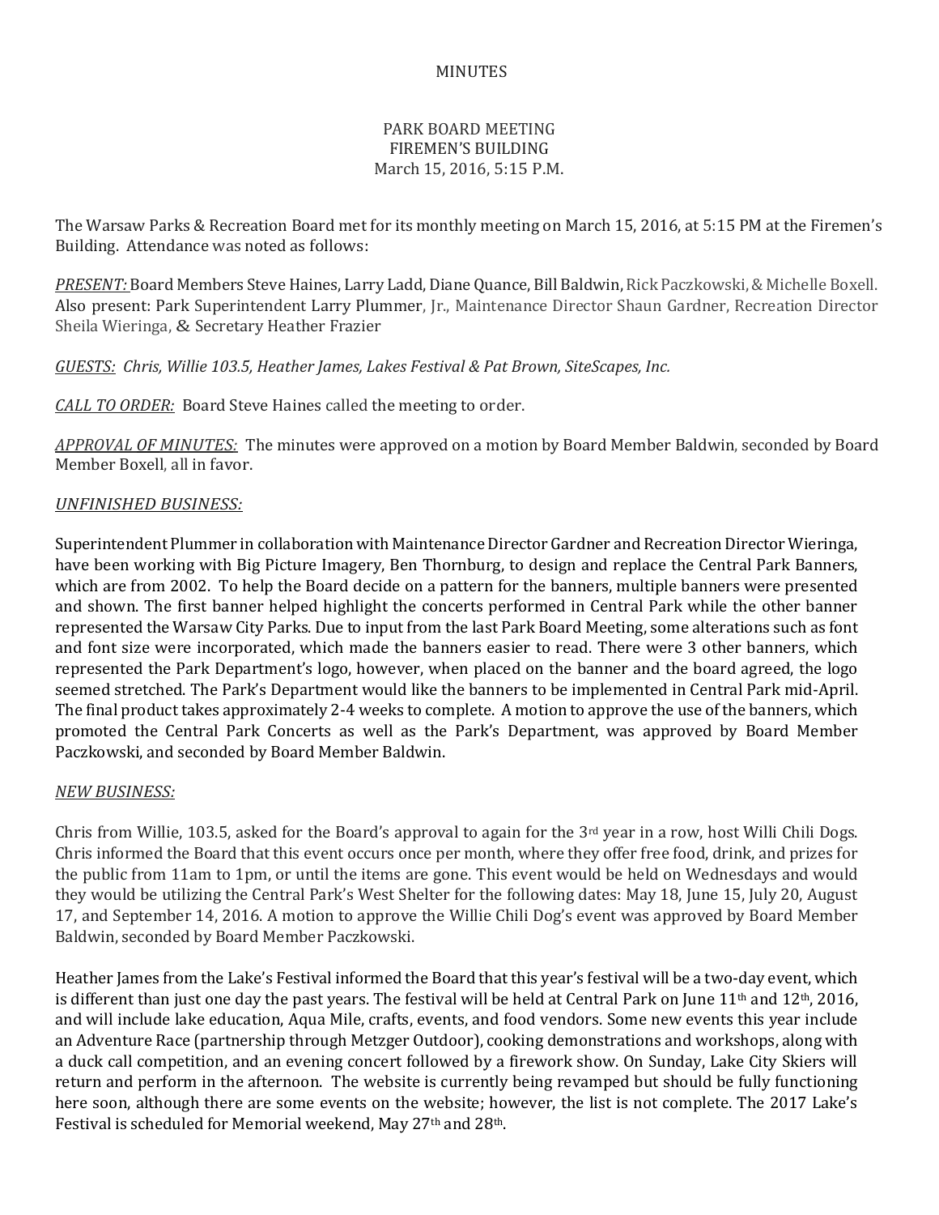MINUTES

PARK BOARD MEETING
FIREMEN'S BUILDING
March 15, 2016, 5:15 P.M.

The Warsaw Parks & Recreation Board met for its monthly meeting on March 15, 2016, at 5:15 PM at the Firemen's Building. Attendance was noted as follows:

*PRESENT:* Board Members Steve Haines, Larry Ladd, Diane Quance, Bill Baldwin, Rick Paczkowski, & Michelle Boxell. Also present: Park Superintendent Larry Plummer, Jr., Maintenance Director Shaun Gardner, Recreation Director Sheila Wieringa, & Secretary Heather Frazier

*GUESTS: Chris, Willie 103.5, Heather James, Lakes Festival & Pat Brown, SiteScapes, Inc.*

*CALL TO ORDER:* Board Steve Haines called the meeting to order.

*APPROVAL OF MINUTES:* The minutes were approved on a motion by Board Member Baldwin, seconded by Board Member Boxell, all in favor.

*UNFINISHED BUSINESS:*

Superintendent Plummer in collaboration with Maintenance Director Gardner and Recreation Director Wieringa, have been working with Big Picture Imagery, Ben Thornburg, to design and replace the Central Park Banners, which are from 2002. To help the Board decide on a pattern for the banners, multiple banners were presented and shown. The first banner helped highlight the concerts performed in Central Park while the other banner represented the Warsaw City Parks. Due to input from the last Park Board Meeting, some alterations such as font and font size were incorporated, which made the banners easier to read. There were 3 other banners, which represented the Park Department's logo, however, when placed on the banner and the board agreed, the logo seemed stretched. The Park's Department would like the banners to be implemented in Central Park mid-April. The final product takes approximately 2-4 weeks to complete. A motion to approve the use of the banners, which promoted the Central Park Concerts as well as the Park's Department, was approved by Board Member Paczkowski, and seconded by Board Member Baldwin.

*NEW BUSINESS:*

Chris from Willie, 103.5, asked for the Board's approval to again for the 3rd year in a row, host Willi Chili Dogs. Chris informed the Board that this event occurs once per month, where they offer free food, drink, and prizes for the public from 11am to 1pm, or until the items are gone. This event would be held on Wednesdays and would they would be utilizing the Central Park's West Shelter for the following dates: May 18, June 15, July 20, August 17, and September 14, 2016. A motion to approve the Willie Chili Dog's event was approved by Board Member Baldwin, seconded by Board Member Paczkowski.

Heather James from the Lake's Festival informed the Board that this year's festival will be a two-day event, which is different than just one day the past years. The festival will be held at Central Park on June 11th and 12th, 2016, and will include lake education, Aqua Mile, crafts, events, and food vendors. Some new events this year include an Adventure Race (partnership through Metzger Outdoor), cooking demonstrations and workshops, along with a duck call competition, and an evening concert followed by a firework show. On Sunday, Lake City Skiers will return and perform in the afternoon. The website is currently being revamped but should be fully functioning here soon, although there are some events on the website; however, the list is not complete. The 2017 Lake's Festival is scheduled for Memorial weekend, May 27th and 28th.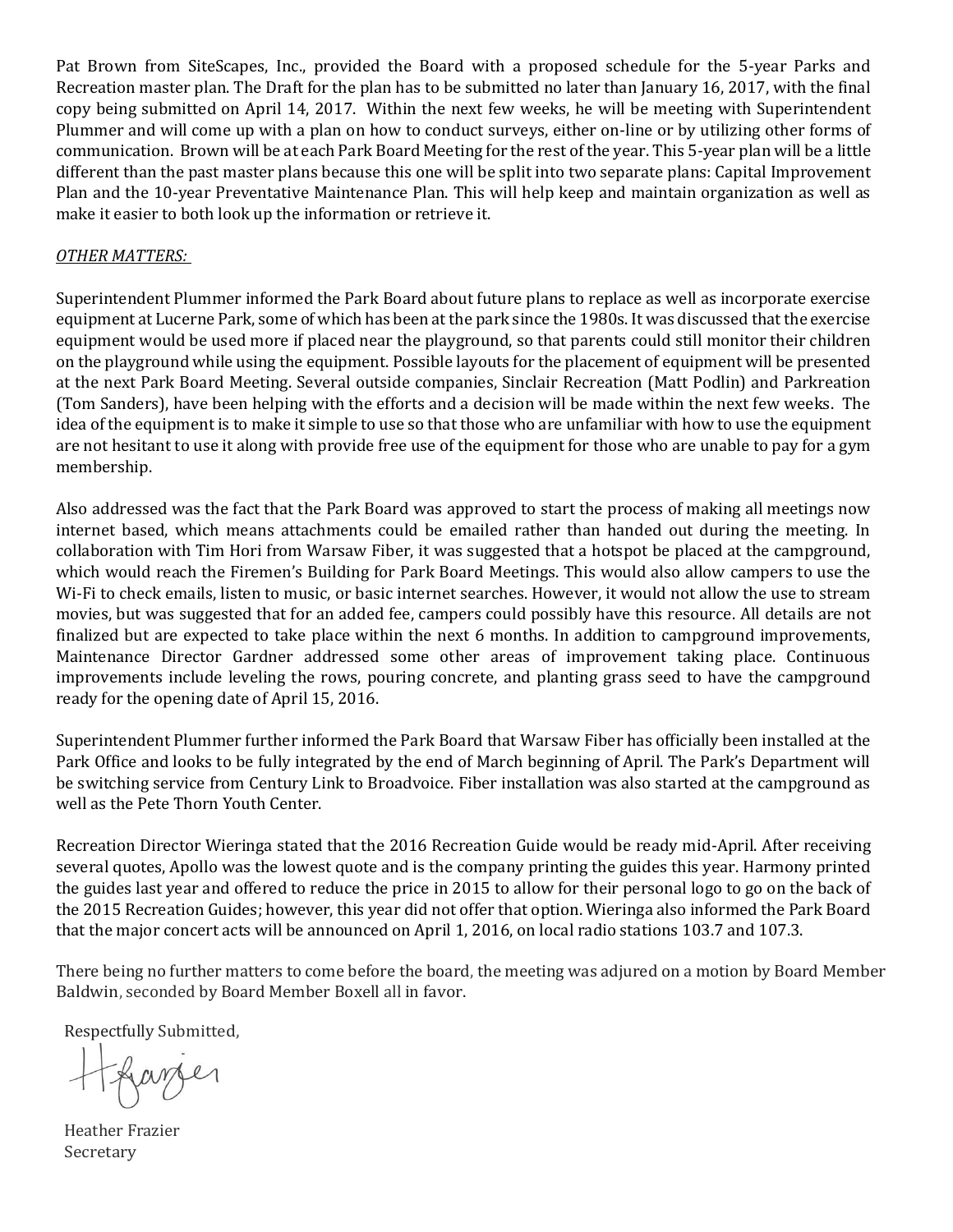Pat Brown from SiteScapes, Inc., provided the Board with a proposed schedule for the 5-year Parks and Recreation master plan. The Draft for the plan has to be submitted no later than January 16, 2017, with the final copy being submitted on April 14, 2017. Within the next few weeks, he will be meeting with Superintendent Plummer and will come up with a plan on how to conduct surveys, either on-line or by utilizing other forms of communication. Brown will be at each Park Board Meeting for the rest of the year. This 5-year plan will be a little different than the past master plans because this one will be split into two separate plans: Capital Improvement Plan and the 10-year Preventative Maintenance Plan. This will help keep and maintain organization as well as make it easier to both look up the information or retrieve it.

*OTHER MATTERS:*

Superintendent Plummer informed the Park Board about future plans to replace as well as incorporate exercise equipment at Lucerne Park, some of which has been at the park since the 1980s. It was discussed that the exercise equipment would be used more if placed near the playground, so that parents could still monitor their children on the playground while using the equipment. Possible layouts for the placement of equipment will be presented at the next Park Board Meeting. Several outside companies, Sinclair Recreation (Matt Podlin) and Parkreation (Tom Sanders), have been helping with the efforts and a decision will be made within the next few weeks. The idea of the equipment is to make it simple to use so that those who are unfamiliar with how to use the equipment are not hesitant to use it along with provide free use of the equipment for those who are unable to pay for a gym membership.

Also addressed was the fact that the Park Board was approved to start the process of making all meetings now internet based, which means attachments could be emailed rather than handed out during the meeting. In collaboration with Tim Hori from Warsaw Fiber, it was suggested that a hotspot be placed at the campground, which would reach the Firemen's Building for Park Board Meetings. This would also allow campers to use the Wi-Fi to check emails, listen to music, or basic internet searches. However, it would not allow the use to stream movies, but was suggested that for an added fee, campers could possibly have this resource. All details are not finalized but are expected to take place within the next 6 months. In addition to campground improvements, Maintenance Director Gardner addressed some other areas of improvement taking place. Continuous improvements include leveling the rows, pouring concrete, and planting grass seed to have the campground ready for the opening date of April 15, 2016.

Superintendent Plummer further informed the Park Board that Warsaw Fiber has officially been installed at the Park Office and looks to be fully integrated by the end of March beginning of April. The Park's Department will be switching service from Century Link to Broadvoice. Fiber installation was also started at the campground as well as the Pete Thorn Youth Center.

Recreation Director Wieringa stated that the 2016 Recreation Guide would be ready mid-April. After receiving several quotes, Apollo was the lowest quote and is the company printing the guides this year. Harmony printed the guides last year and offered to reduce the price in 2015 to allow for their personal logo to go on the back of the 2015 Recreation Guides; however, this year did not offer that option. Wieringa also informed the Park Board that the major concert acts will be announced on April 1, 2016, on local radio stations 103.7 and 107.3.

There being no further matters to come before the board, the meeting was adjured on a motion by Board Member Baldwin, seconded by Board Member Boxell all in favor.

Respectfully Submitted,

Heather Frazier
Secretary